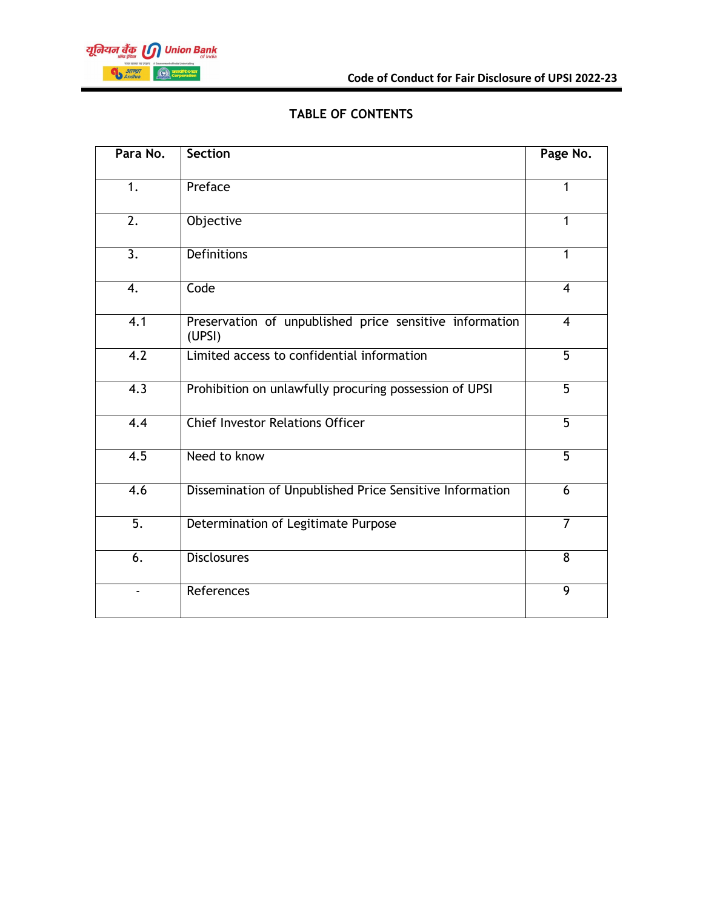## TABLE OF CONTENTS

| Para No. | Section | Page No. |
|---|---|---|
| 1. | Preface | 1 |
| 2. | Objective | 1 |
| 3. | Definitions | 1 |
| 4. | Code | 4 |
| 4.1 | Preservation of unpublished price sensitive information (UPSI) | 4 |
| 4.2 | Limited access to confidential information | 5 |
| 4.3 | Prohibition on unlawfully procuring possession of UPSI | 5 |
| 4.4 | Chief Investor Relations Officer | 5 |
| 4.5 | Need to know | 5 |
| 4.6 | Dissemination of Unpublished Price Sensitive Information | 6 |
| 5. | Determination of Legitimate Purpose | 7 |
| 6. | Disclosures | 8 |
| - | References | 9 |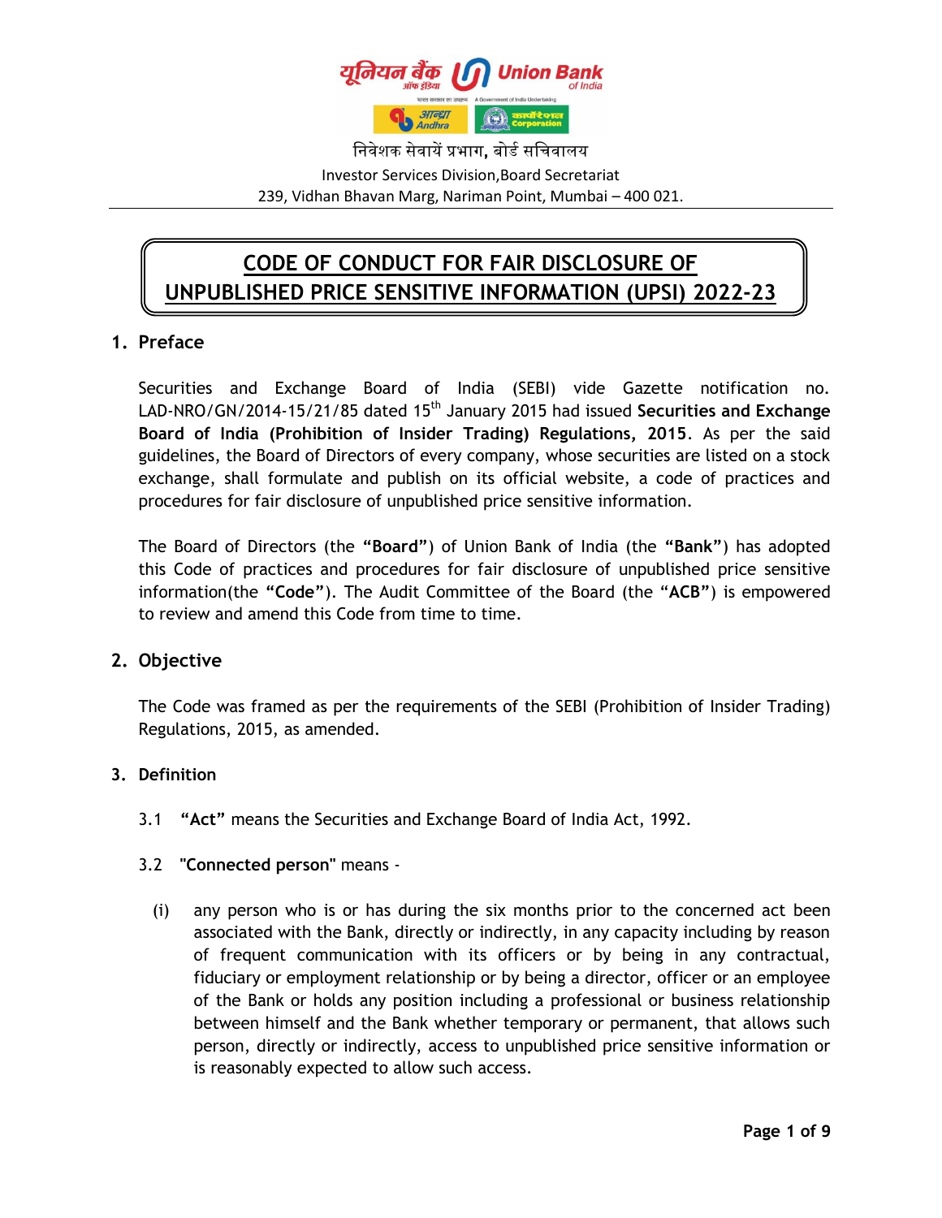निवेशक सेवायें प्रभाग, बोर्ड सचिवालय

Investor Services Division,Board Secretariat

239, Vidhan Bhavan Marg, Nariman Point, Mumbai – 400 021.

# CODE OF CONDUCT FOR FAIR DISCLOSURE OF UNPUBLISHED PRICE SENSITIVE INFORMATION (UPSI) 2022-23

## 1. Preface

Securities and Exchange Board of India (SEBI) vide Gazette notification no. LAD-NRO/GN/2014-15/21/85 dated 15th January 2015 had issued **Securities and Exchange Board of India (Prohibition of Insider Trading) Regulations, 2015**. As per the said guidelines, the Board of Directors of every company, whose securities are listed on a stock exchange, shall formulate and publish on its official website, a code of practices and procedures for fair disclosure of unpublished price sensitive information.

The Board of Directors (the **"Board"**) of Union Bank of India (the **"Bank"**) has adopted this Code of practices and procedures for fair disclosure of unpublished price sensitive information(the **"Code"**). The Audit Committee of the Board (the "**ACB**") is empowered to review and amend this Code from time to time.

## 2. Objective

The Code was framed as per the requirements of the SEBI (Prohibition of Insider Trading) Regulations, 2015, as amended.

## 3. Definition

3.1 **"Act"** means the Securities and Exchange Board of India Act, 1992.

3.2 **"Connected person"** means -

(i) any person who is or has during the six months prior to the concerned act been associated with the Bank, directly or indirectly, in any capacity including by reason of frequent communication with its officers or by being in any contractual, fiduciary or employment relationship or by being a director, officer or an employee of the Bank or holds any position including a professional or business relationship between himself and the Bank whether temporary or permanent, that allows such person, directly or indirectly, access to unpublished price sensitive information or is reasonably expected to allow such access.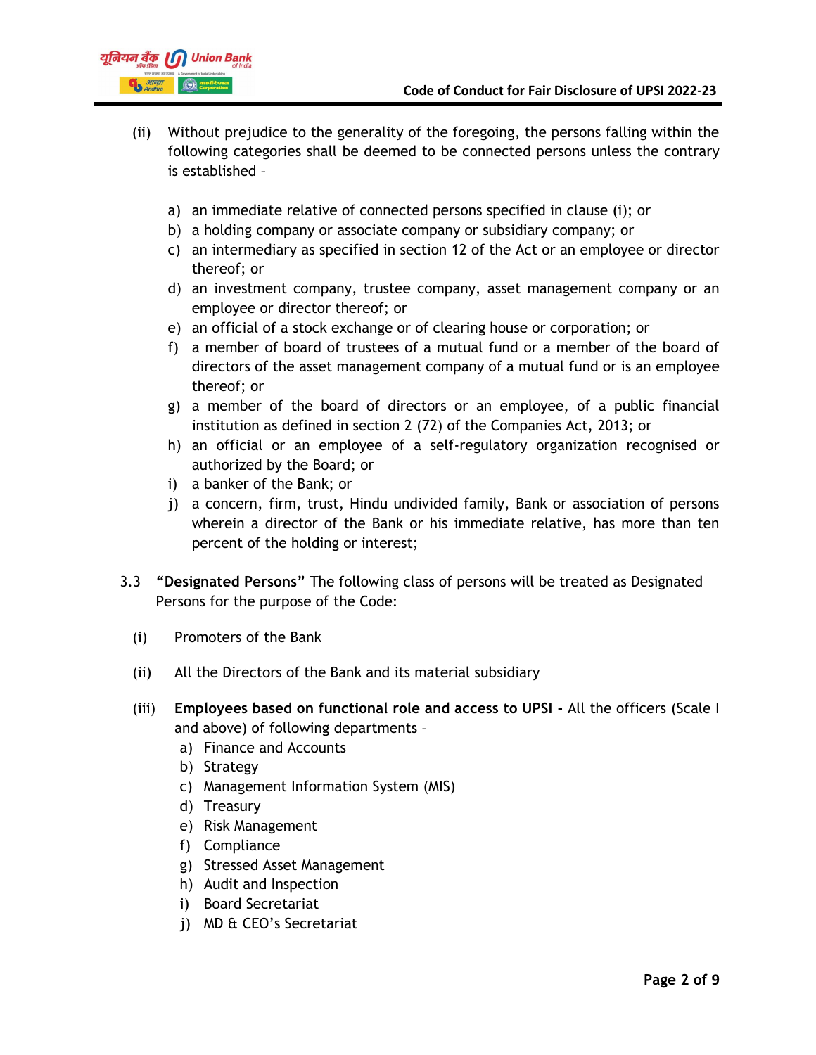(ii) Without prejudice to the generality of the foregoing, the persons falling within the following categories shall be deemed to be connected persons unless the contrary is established –

a) an immediate relative of connected persons specified in clause (i); or
b) a holding company or associate company or subsidiary company; or
c) an intermediary as specified in section 12 of the Act or an employee or director thereof; or
d) an investment company, trustee company, asset management company or an employee or director thereof; or
e) an official of a stock exchange or of clearing house or corporation; or
f) a member of board of trustees of a mutual fund or a member of the board of directors of the asset management company of a mutual fund or is an employee thereof; or
g) a member of the board of directors or an employee, of a public financial institution as defined in section 2 (72) of the Companies Act, 2013; or
h) an official or an employee of a self-regulatory organization recognised or authorized by the Board; or
i) a banker of the Bank; or
j) a concern, firm, trust, Hindu undivided family, Bank or association of persons wherein a director of the Bank or his immediate relative, has more than ten percent of the holding or interest;

3.3 **"Designated Persons"** The following class of persons will be treated as Designated Persons for the purpose of the Code:

(i) Promoters of the Bank

(ii) All the Directors of the Bank and its material subsidiary

(iii) **Employees based on functional role and access to UPSI -** All the officers (Scale I and above) of following departments –

a) Finance and Accounts
b) Strategy
c) Management Information System (MIS)
d) Treasury
e) Risk Management
f) Compliance
g) Stressed Asset Management
h) Audit and Inspection
i) Board Secretariat
j) MD & CEO's Secretariat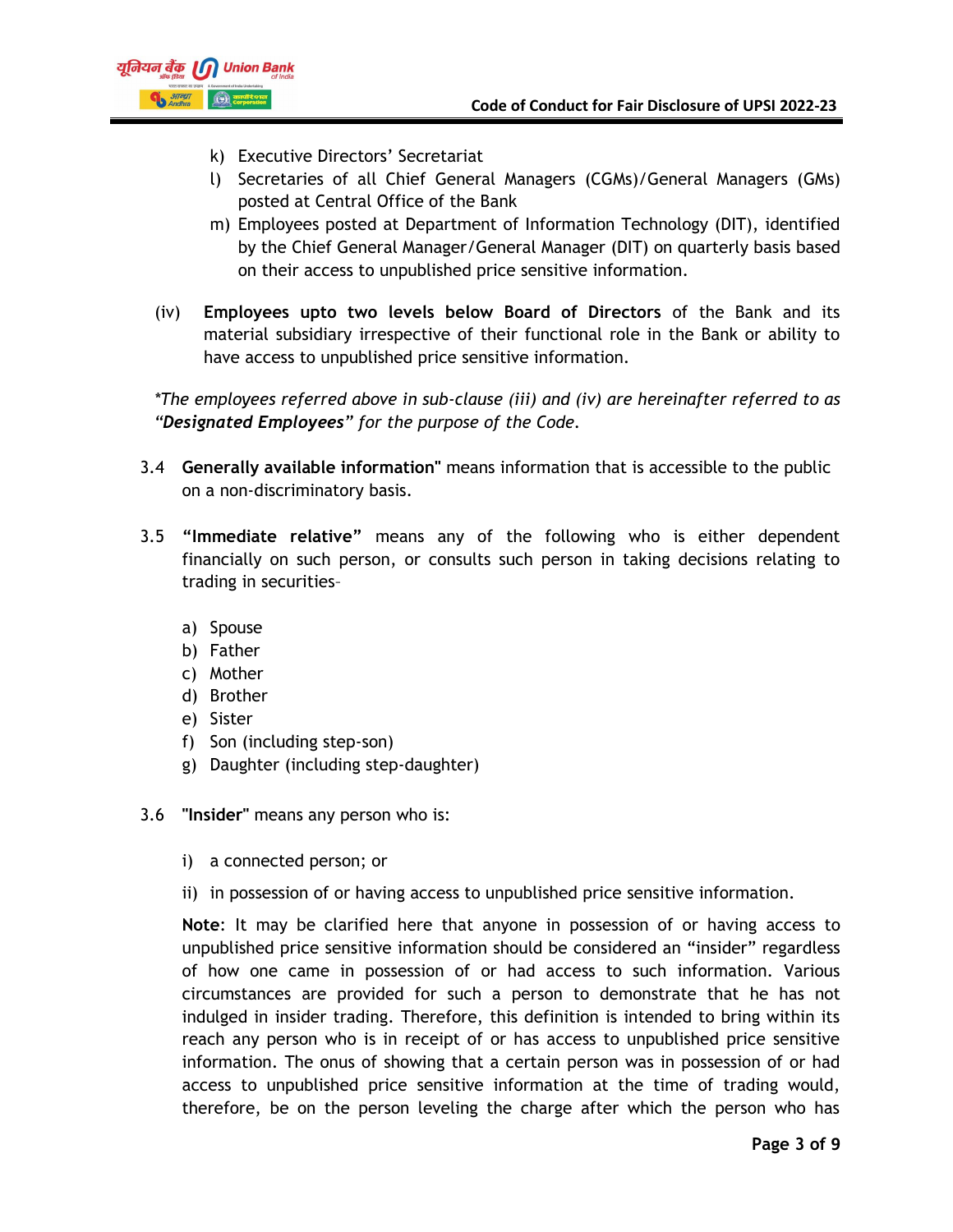k) Executive Directors' Secretariat
l) Secretaries of all Chief General Managers (CGMs)/General Managers (GMs) posted at Central Office of the Bank
m) Employees posted at Department of Information Technology (DIT), identified by the Chief General Manager/General Manager (DIT) on quarterly basis based on their access to unpublished price sensitive information.

(iv) **Employees upto two levels below Board of Directors** of the Bank and its material subsidiary irrespective of their functional role in the Bank or ability to have access to unpublished price sensitive information.

*\*The employees referred above in sub-clause (iii) and (iv) are hereinafter referred to as "**Designated Employees**" for the purpose of the Code.*

3.4 **Generally available information"** means information that is accessible to the public on a non-discriminatory basis.

3.5 **"Immediate relative"** means any of the following who is either dependent financially on such person, or consults such person in taking decisions relating to trading in securities–

a) Spouse
b) Father
c) Mother
d) Brother
e) Sister
f) Son (including step-son)
g) Daughter (including step-daughter)

3.6 **"Insider"** means any person who is:

i) a connected person; or

ii) in possession of or having access to unpublished price sensitive information.

**Note**: It may be clarified here that anyone in possession of or having access to unpublished price sensitive information should be considered an "insider" regardless of how one came in possession of or had access to such information. Various circumstances are provided for such a person to demonstrate that he has not indulged in insider trading. Therefore, this definition is intended to bring within its reach any person who is in receipt of or has access to unpublished price sensitive information. The onus of showing that a certain person was in possession of or had access to unpublished price sensitive information at the time of trading would, therefore, be on the person leveling the charge after which the person who has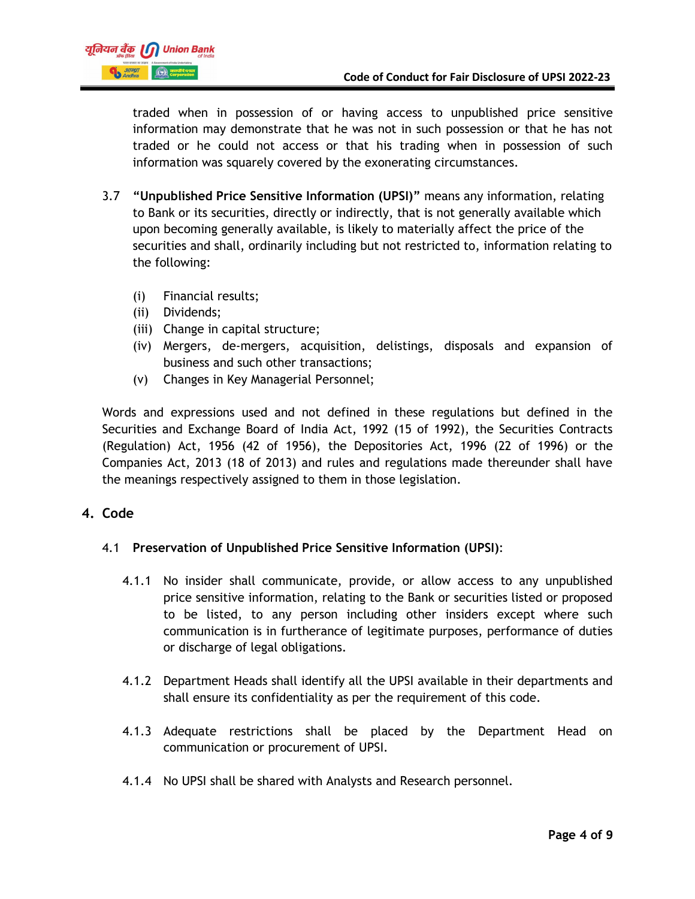traded when in possession of or having access to unpublished price sensitive information may demonstrate that he was not in such possession or that he has not traded or he could not access or that his trading when in possession of such information was squarely covered by the exonerating circumstances.

3.7 **"Unpublished Price Sensitive Information (UPSI)"** means any information, relating to Bank or its securities, directly or indirectly, that is not generally available which upon becoming generally available, is likely to materially affect the price of the securities and shall, ordinarily including but not restricted to, information relating to the following:

(i) Financial results;
(ii) Dividends;
(iii) Change in capital structure;
(iv) Mergers, de-mergers, acquisition, delistings, disposals and expansion of business and such other transactions;
(v) Changes in Key Managerial Personnel;

Words and expressions used and not defined in these regulations but defined in the Securities and Exchange Board of India Act, 1992 (15 of 1992), the Securities Contracts (Regulation) Act, 1956 (42 of 1956), the Depositories Act, 1996 (22 of 1996) or the Companies Act, 2013 (18 of 2013) and rules and regulations made thereunder shall have the meanings respectively assigned to them in those legislation.

## 4. Code

### 4.1 Preservation of Unpublished Price Sensitive Information (UPSI):

4.1.1 No insider shall communicate, provide, or allow access to any unpublished price sensitive information, relating to the Bank or securities listed or proposed to be listed, to any person including other insiders except where such communication is in furtherance of legitimate purposes, performance of duties or discharge of legal obligations.

4.1.2 Department Heads shall identify all the UPSI available in their departments and shall ensure its confidentiality as per the requirement of this code.

4.1.3 Adequate restrictions shall be placed by the Department Head on communication or procurement of UPSI.

4.1.4 No UPSI shall be shared with Analysts and Research personnel.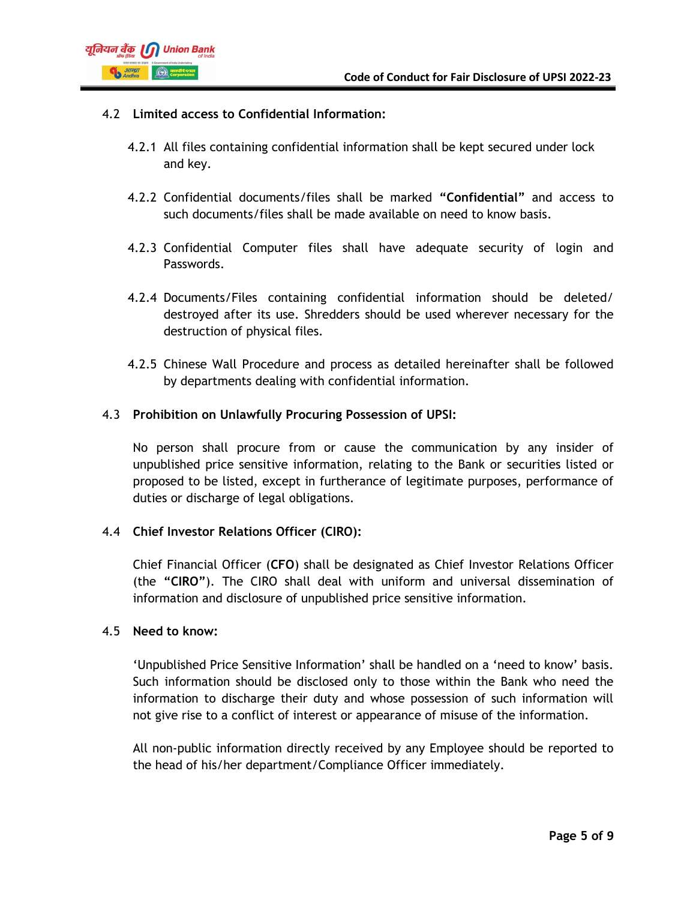### 4.2 Limited access to Confidential Information:

4.2.1 All files containing confidential information shall be kept secured under lock and key.

4.2.2 Confidential documents/files shall be marked **"Confidential"** and access to such documents/files shall be made available on need to know basis.

4.2.3 Confidential Computer files shall have adequate security of login and Passwords.

4.2.4 Documents/Files containing confidential information should be deleted/ destroyed after its use. Shredders should be used wherever necessary for the destruction of physical files.

4.2.5 Chinese Wall Procedure and process as detailed hereinafter shall be followed by departments dealing with confidential information.

### 4.3 Prohibition on Unlawfully Procuring Possession of UPSI:

No person shall procure from or cause the communication by any insider of unpublished price sensitive information, relating to the Bank or securities listed or proposed to be listed, except in furtherance of legitimate purposes, performance of duties or discharge of legal obligations.

### 4.4 Chief Investor Relations Officer (CIRO):

Chief Financial Officer (**CFO**) shall be designated as Chief Investor Relations Officer (the **"CIRO"**). The CIRO shall deal with uniform and universal dissemination of information and disclosure of unpublished price sensitive information.

### 4.5 Need to know:

'Unpublished Price Sensitive Information' shall be handled on a 'need to know' basis. Such information should be disclosed only to those within the Bank who need the information to discharge their duty and whose possession of such information will not give rise to a conflict of interest or appearance of misuse of the information.

All non-public information directly received by any Employee should be reported to the head of his/her department/Compliance Officer immediately.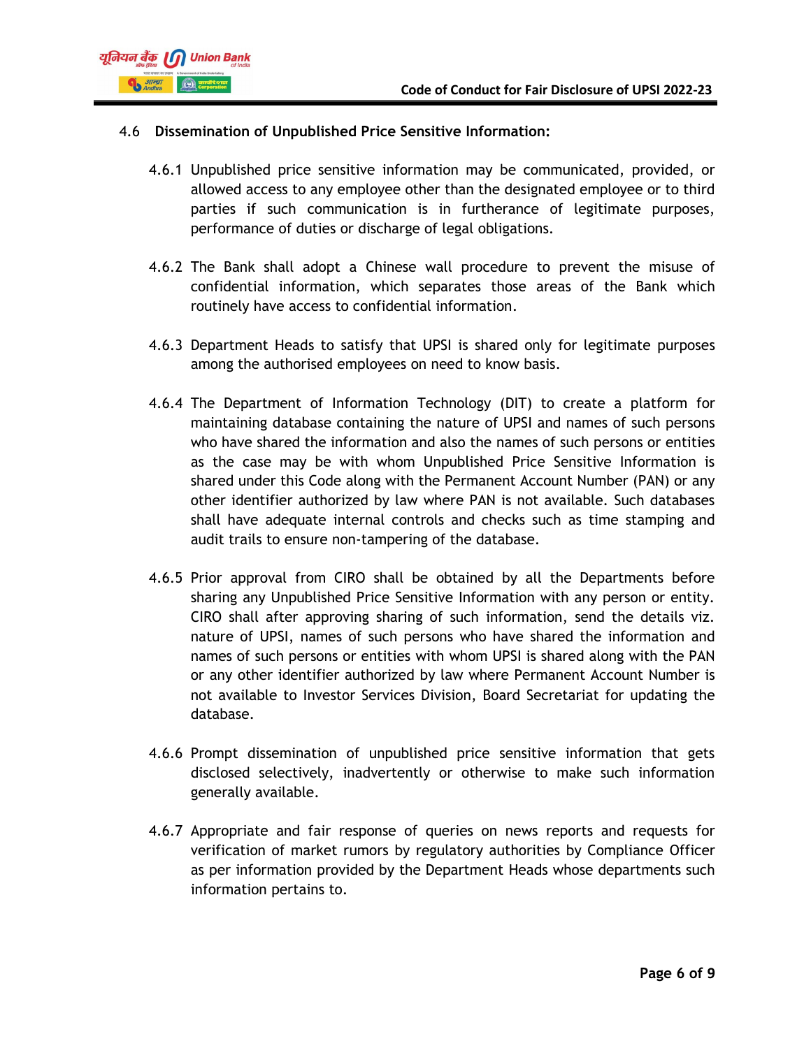### 4.6 Dissemination of Unpublished Price Sensitive Information:

4.6.1 Unpublished price sensitive information may be communicated, provided, or allowed access to any employee other than the designated employee or to third parties if such communication is in furtherance of legitimate purposes, performance of duties or discharge of legal obligations.

4.6.2 The Bank shall adopt a Chinese wall procedure to prevent the misuse of confidential information, which separates those areas of the Bank which routinely have access to confidential information.

4.6.3 Department Heads to satisfy that UPSI is shared only for legitimate purposes among the authorised employees on need to know basis.

4.6.4 The Department of Information Technology (DIT) to create a platform for maintaining database containing the nature of UPSI and names of such persons who have shared the information and also the names of such persons or entities as the case may be with whom Unpublished Price Sensitive Information is shared under this Code along with the Permanent Account Number (PAN) or any other identifier authorized by law where PAN is not available. Such databases shall have adequate internal controls and checks such as time stamping and audit trails to ensure non-tampering of the database.

4.6.5 Prior approval from CIRO shall be obtained by all the Departments before sharing any Unpublished Price Sensitive Information with any person or entity. CIRO shall after approving sharing of such information, send the details viz. nature of UPSI, names of such persons who have shared the information and names of such persons or entities with whom UPSI is shared along with the PAN or any other identifier authorized by law where Permanent Account Number is not available to Investor Services Division, Board Secretariat for updating the database.

4.6.6 Prompt dissemination of unpublished price sensitive information that gets disclosed selectively, inadvertently or otherwise to make such information generally available.

4.6.7 Appropriate and fair response of queries on news reports and requests for verification of market rumors by regulatory authorities by Compliance Officer as per information provided by the Department Heads whose departments such information pertains to.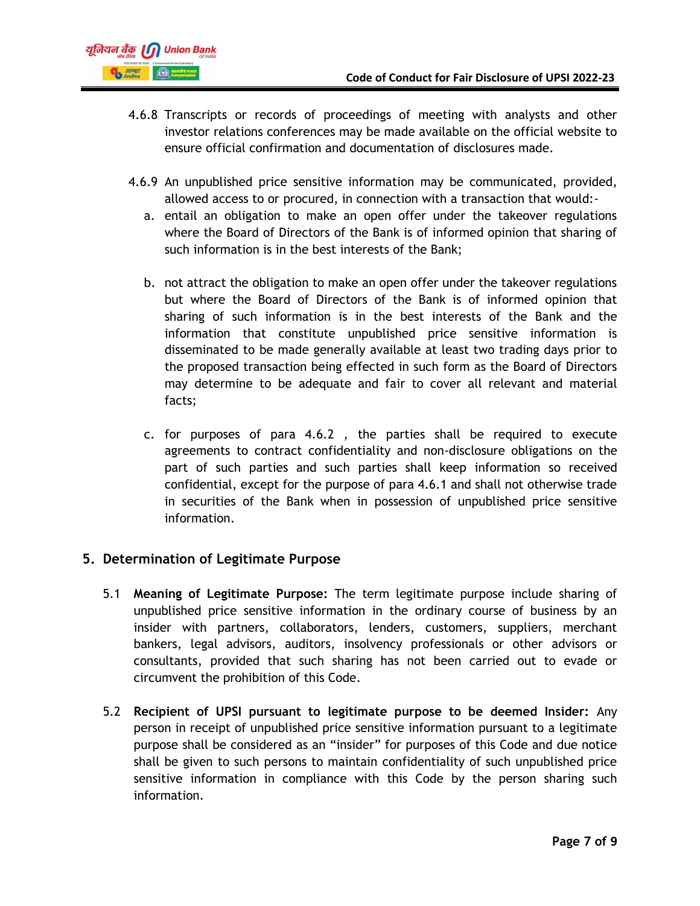4.6.8 Transcripts or records of proceedings of meeting with analysts and other investor relations conferences may be made available on the official website to ensure official confirmation and documentation of disclosures made.

4.6.9 An unpublished price sensitive information may be communicated, provided, allowed access to or procured, in connection with a transaction that would:-

a. entail an obligation to make an open offer under the takeover regulations where the Board of Directors of the Bank is of informed opinion that sharing of such information is in the best interests of the Bank;

b. not attract the obligation to make an open offer under the takeover regulations but where the Board of Directors of the Bank is of informed opinion that sharing of such information is in the best interests of the Bank and the information that constitute unpublished price sensitive information is disseminated to be made generally available at least two trading days prior to the proposed transaction being effected in such form as the Board of Directors may determine to be adequate and fair to cover all relevant and material facts;

c. for purposes of para 4.6.2 , the parties shall be required to execute agreements to contract confidentiality and non-disclosure obligations on the part of such parties and such parties shall keep information so received confidential, except for the purpose of para 4.6.1 and shall not otherwise trade in securities of the Bank when in possession of unpublished price sensitive information.

## 5. Determination of Legitimate Purpose

5.1 **Meaning of Legitimate Purpose:** The term legitimate purpose include sharing of unpublished price sensitive information in the ordinary course of business by an insider with partners, collaborators, lenders, customers, suppliers, merchant bankers, legal advisors, auditors, insolvency professionals or other advisors or consultants, provided that such sharing has not been carried out to evade or circumvent the prohibition of this Code.

5.2 **Recipient of UPSI pursuant to legitimate purpose to be deemed Insider:** Any person in receipt of unpublished price sensitive information pursuant to a legitimate purpose shall be considered as an "insider" for purposes of this Code and due notice shall be given to such persons to maintain confidentiality of such unpublished price sensitive information in compliance with this Code by the person sharing such information.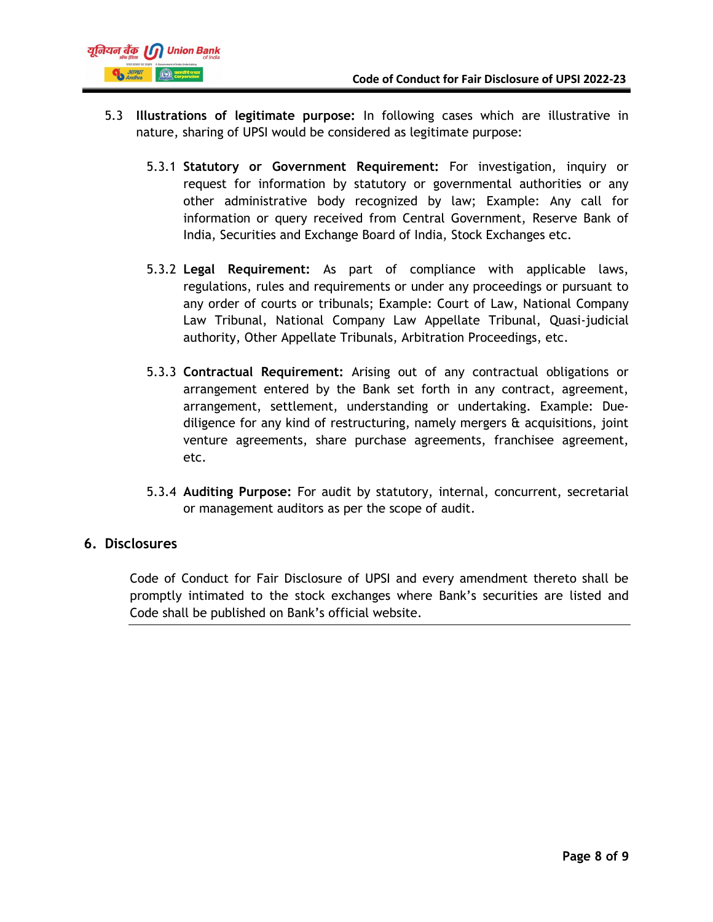5.3 **Illustrations of legitimate purpose:** In following cases which are illustrative in nature, sharing of UPSI would be considered as legitimate purpose:

5.3.1 **Statutory or Government Requirement:** For investigation, inquiry or request for information by statutory or governmental authorities or any other administrative body recognized by law; Example: Any call for information or query received from Central Government, Reserve Bank of India, Securities and Exchange Board of India, Stock Exchanges etc.

5.3.2 **Legal Requirement:** As part of compliance with applicable laws, regulations, rules and requirements or under any proceedings or pursuant to any order of courts or tribunals; Example: Court of Law, National Company Law Tribunal, National Company Law Appellate Tribunal, Quasi-judicial authority, Other Appellate Tribunals, Arbitration Proceedings, etc.

5.3.3 **Contractual Requirement:** Arising out of any contractual obligations or arrangement entered by the Bank set forth in any contract, agreement, arrangement, settlement, understanding or undertaking. Example: Due-diligence for any kind of restructuring, namely mergers & acquisitions, joint venture agreements, share purchase agreements, franchisee agreement, etc.

5.3.4 **Auditing Purpose:** For audit by statutory, internal, concurrent, secretarial or management auditors as per the scope of audit.

## 6. Disclosures

Code of Conduct for Fair Disclosure of UPSI and every amendment thereto shall be promptly intimated to the stock exchanges where Bank's securities are listed and Code shall be published on Bank's official website.

---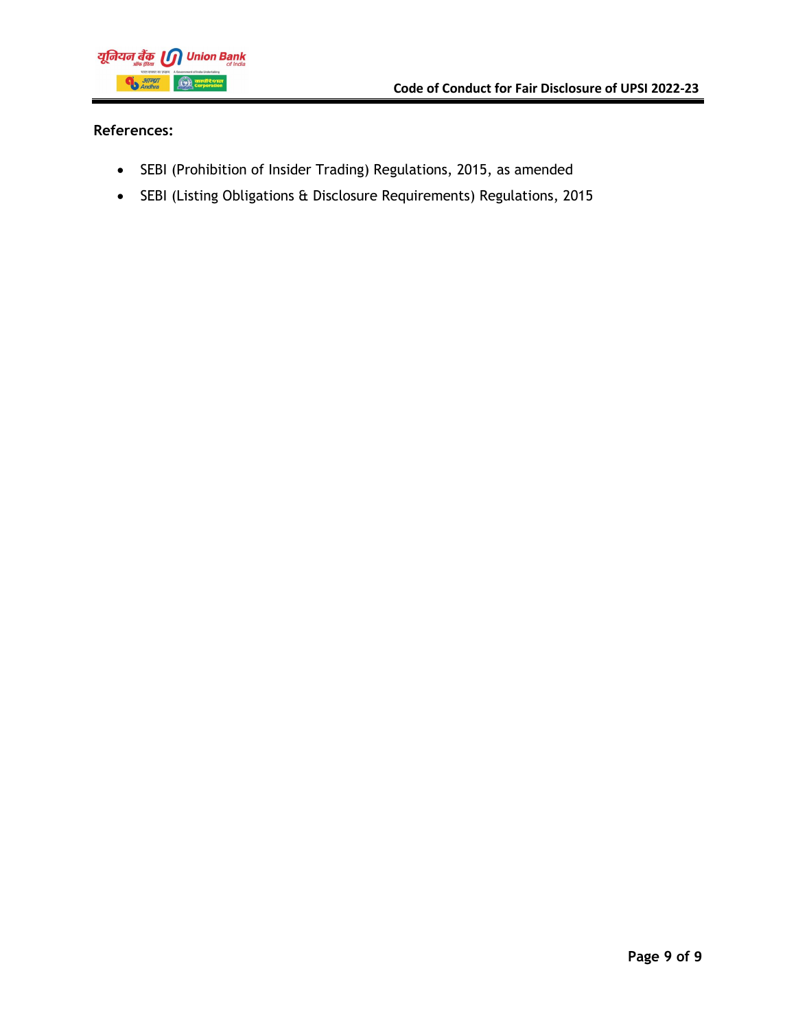**References:**

- SEBI (Prohibition of Insider Trading) Regulations, 2015, as amended
- SEBI (Listing Obligations & Disclosure Requirements) Regulations, 2015